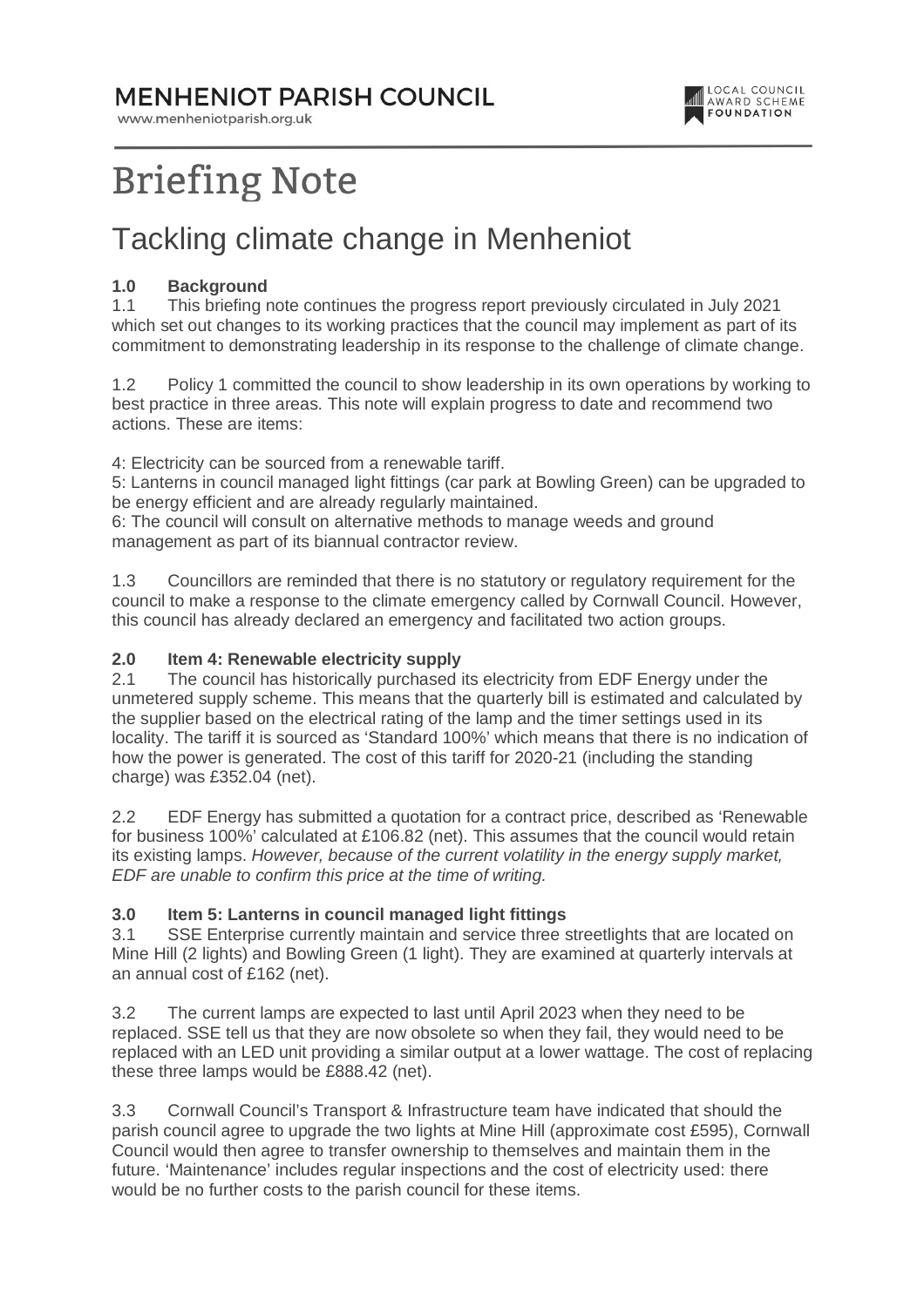# MENHENIOT PARISH COUNCIL

www.menheniotparish.org.uk

LOCAL COUNCIL AWARD SCHEME FOUNDATION

# Briefing Note

## Tackling climate change in Menheniot

**1.0 Background**

1.1 This briefing note continues the progress report previously circulated in July 2021 which set out changes to its working practices that the council may implement as part of its commitment to demonstrating leadership in its response to the challenge of climate change.

1.2 Policy 1 committed the council to show leadership in its own operations by working to best practice in three areas. This note will explain progress to date and recommend two actions. These are items:

4: Electricity can be sourced from a renewable tariff.
5: Lanterns in council managed light fittings (car park at Bowling Green) can be upgraded to be energy efficient and are already regularly maintained.
6: The council will consult on alternative methods to manage weeds and ground management as part of its biannual contractor review.

1.3 Councillors are reminded that there is no statutory or regulatory requirement for the council to make a response to the climate emergency called by Cornwall Council. However, this council has already declared an emergency and facilitated two action groups.

**2.0 Item 4: Renewable electricity supply**

2.1 The council has historically purchased its electricity from EDF Energy under the unmetered supply scheme. This means that the quarterly bill is estimated and calculated by the supplier based on the electrical rating of the lamp and the timer settings used in its locality. The tariff it is sourced as 'Standard 100%' which means that there is no indication of how the power is generated. The cost of this tariff for 2020-21 (including the standing charge) was £352.04 (net).

2.2 EDF Energy has submitted a quotation for a contract price, described as 'Renewable for business 100%' calculated at £106.82 (net). This assumes that the council would retain its existing lamps. *However, because of the current volatility in the energy supply market, EDF are unable to confirm this price at the time of writing.*

**3.0 Item 5: Lanterns in council managed light fittings**

3.1 SSE Enterprise currently maintain and service three streetlights that are located on Mine Hill (2 lights) and Bowling Green (1 light). They are examined at quarterly intervals at an annual cost of £162 (net).

3.2 The current lamps are expected to last until April 2023 when they need to be replaced. SSE tell us that they are now obsolete so when they fail, they would need to be replaced with an LED unit providing a similar output at a lower wattage. The cost of replacing these three lamps would be £888.42 (net).

3.3 Cornwall Council's Transport & Infrastructure team have indicated that should the parish council agree to upgrade the two lights at Mine Hill (approximate cost £595), Cornwall Council would then agree to transfer ownership to themselves and maintain them in the future. 'Maintenance' includes regular inspections and the cost of electricity used: there would be no further costs to the parish council for these items.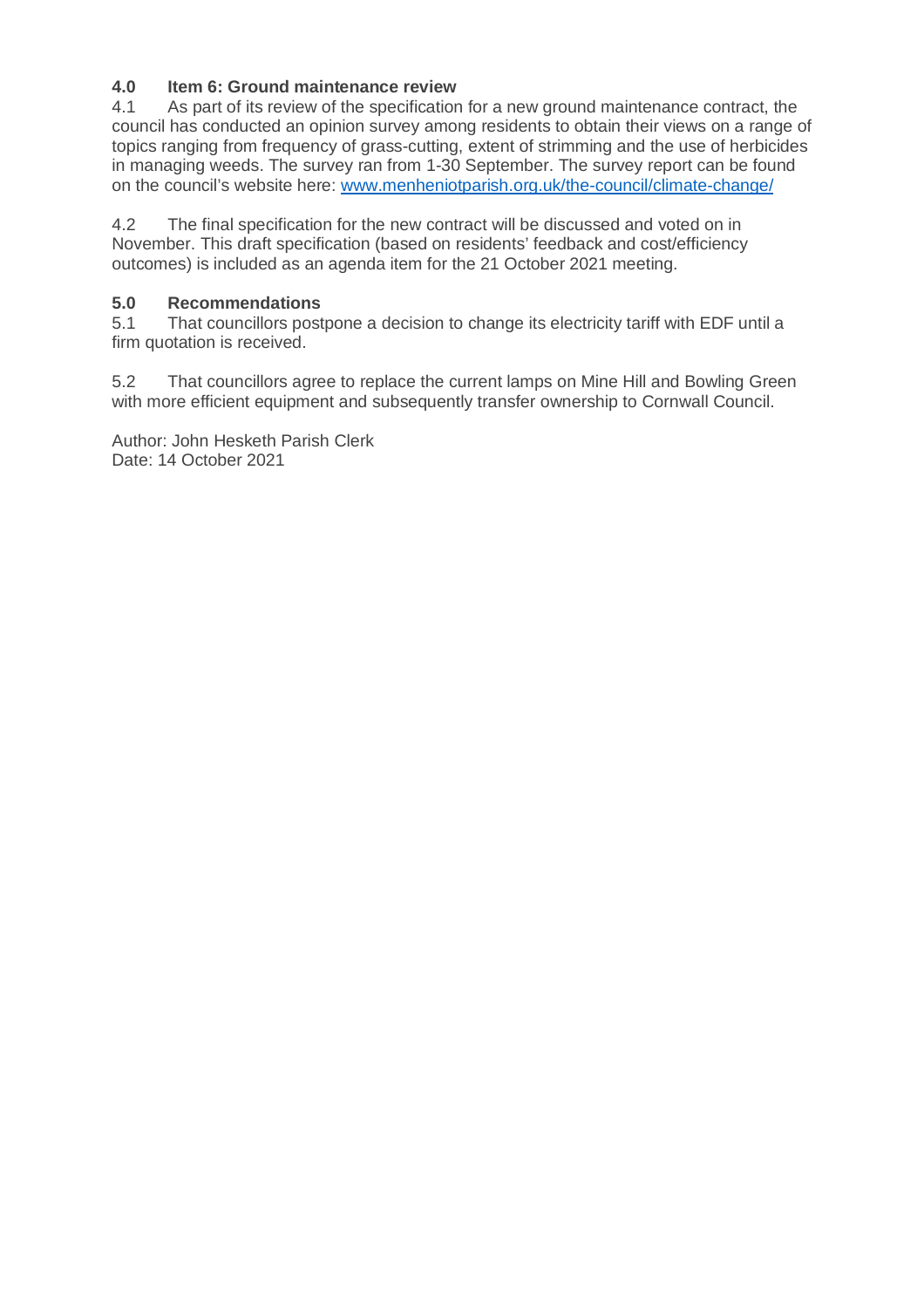## 4.0 Item 6: Ground maintenance review

4.1 As part of its review of the specification for a new ground maintenance contract, the council has conducted an opinion survey among residents to obtain their views on a range of topics ranging from frequency of grass-cutting, extent of strimming and the use of herbicides in managing weeds. The survey ran from 1-30 September. The survey report can be found on the council's website here: [www.menheniotparish.org.uk/the-council/climate-change/](www.menheniotparish.org.uk/the-council/climate-change/)

4.2 The final specification for the new contract will be discussed and voted on in November. This draft specification (based on residents' feedback and cost/efficiency outcomes) is included as an agenda item for the 21 October 2021 meeting.

## 5.0 Recommendations

5.1 That councillors postpone a decision to change its electricity tariff with EDF until a firm quotation is received.

5.2 That councillors agree to replace the current lamps on Mine Hill and Bowling Green with more efficient equipment and subsequently transfer ownership to Cornwall Council.

Author: John Hesketh Parish Clerk
Date: 14 October 2021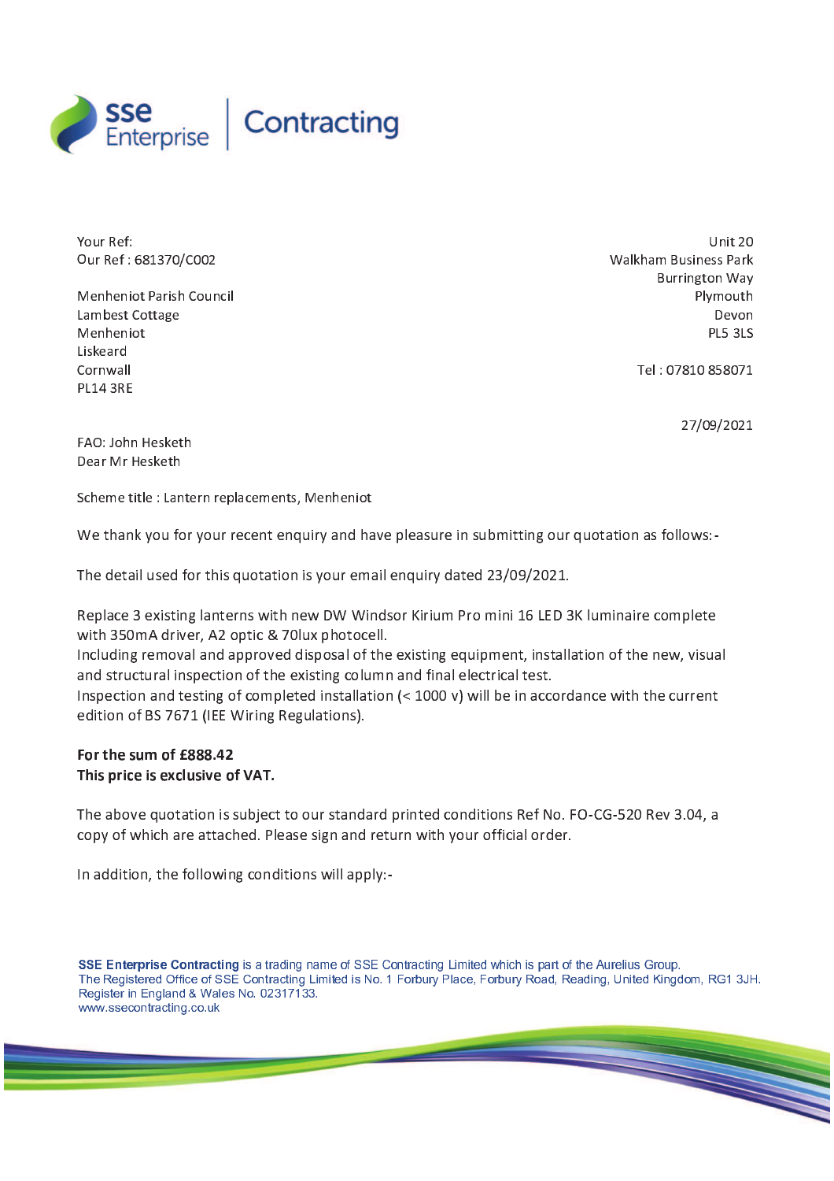SSE Enterprise | Contracting

Your Ref:
Our Ref : 681370/C002

Menheniot Parish Council
Lambest Cottage
Menheniot
Liskeard
Cornwall
PL14 3RE

Unit 20
Walkham Business Park
Burrington Way
Plymouth
Devon
PL5 3LS

Tel : 07810 858071

27/09/2021

FAO: John Hesketh
Dear Mr Hesketh

Scheme title : Lantern replacements, Menheniot

We thank you for your recent enquiry and have pleasure in submitting our quotation as follows:-

The detail used for this quotation is your email enquiry dated 23/09/2021.

Replace 3 existing lanterns with new DW Windsor Kirium Pro mini 16 LED 3K luminaire complete with 350mA driver, A2 optic & 70lux photocell.
Including removal and approved disposal of the existing equipment, installation of the new, visual and structural inspection of the existing column and final electrical test.
Inspection and testing of completed installation (< 1000 v) will be in accordance with the current edition of BS 7671 (IEE Wiring Regulations).

**For the sum of £888.42**
**This price is exclusive of VAT.**

The above quotation is subject to our standard printed conditions Ref No. FO-CG-520 Rev 3.04, a copy of which are attached. Please sign and return with your official order.

In addition, the following conditions will apply:-

**SSE Enterprise Contracting** is a trading name of SSE Contracting Limited which is part of the Aurelius Group.
The Registered Office of SSE Contracting Limited is No. 1 Forbury Place, Forbury Road, Reading, United Kingdom, RG1 3JH.
Register in England & Wales No. 02317133.
www.ssecontracting.co.uk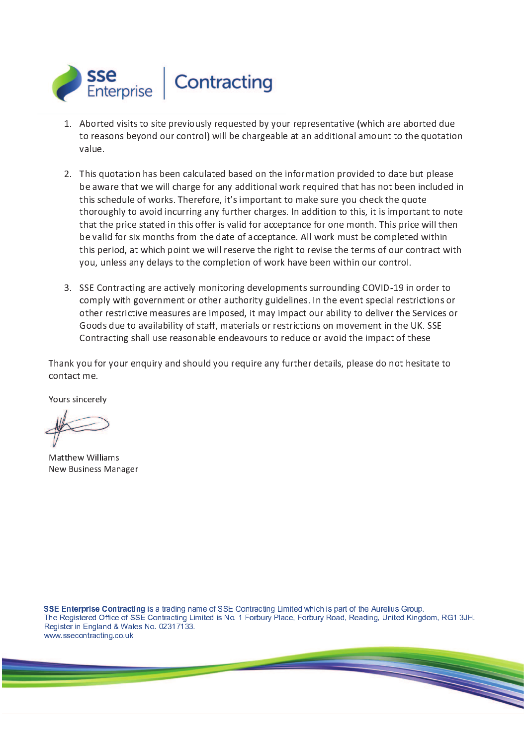1. Aborted visits to site previously requested by your representative (which are aborted due to reasons beyond our control) will be chargeable at an additional amount to the quotation value.

2. This quotation has been calculated based on the information provided to date but please be aware that we will charge for any additional work required that has not been included in this schedule of works. Therefore, it's important to make sure you check the quote thoroughly to avoid incurring any further charges. In addition to this, it is important to note that the price stated in this offer is valid for acceptance for one month. This price will then be valid for six months from the date of acceptance. All work must be completed within this period, at which point we will reserve the right to revise the terms of our contract with you, unless any delays to the completion of work have been within our control.

3. SSE Contracting are actively monitoring developments surrounding COVID-19 in order to comply with government or other authority guidelines. In the event special restrictions or other restrictive measures are imposed, it may impact our ability to deliver the Services or Goods due to availability of staff, materials or restrictions on movement in the UK. SSE Contracting shall use reasonable endeavours to reduce or avoid the impact of these

Thank you for your enquiry and should you require any further details, please do not hesitate to contact me.

Yours sincerely

Matthew Williams
New Business Manager

**SSE Enterprise Contracting** is a trading name of SSE Contracting Limited which is part of the Aurelius Group.
The Registered Office of SSE Contracting Limited is No. 1 Forbury Place, Forbury Road, Reading, United Kingdom, RG1 3JH.
Register in England & Wales No. 02317133.
www.ssecontracting.co.uk